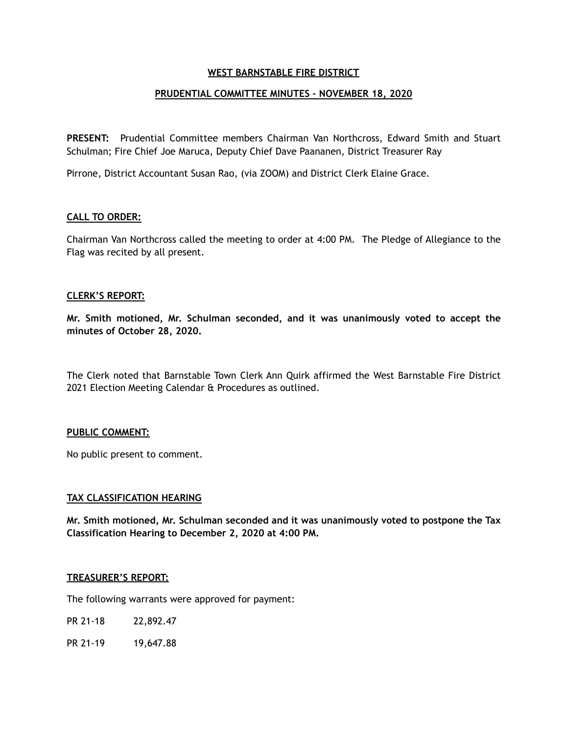# WEST BARNSTABLE FIRE DISTRICT

## PRUDENTIAL COMMITTEE MINUTES – NOVEMBER 18, 2020

**PRESENT:** Prudential Committee members Chairman Van Northcross, Edward Smith and Stuart Schulman; Fire Chief Joe Maruca, Deputy Chief Dave Paananen, District Treasurer Ray Pirrone, District Accountant Susan Rao, (via ZOOM) and District Clerk Elaine Grace.

### CALL TO ORDER:

Chairman Van Northcross called the meeting to order at 4:00 PM. The Pledge of Allegiance to the Flag was recited by all present.

### CLERK'S REPORT:

**Mr. Smith motioned, Mr. Schulman seconded, and it was unanimously voted to accept the minutes of October 28, 2020.**

The Clerk noted that Barnstable Town Clerk Ann Quirk affirmed the West Barnstable Fire District 2021 Election Meeting Calendar & Procedures as outlined.

### PUBLIC COMMENT:

No public present to comment.

### TAX CLASSIFICATION HEARING

**Mr. Smith motioned, Mr. Schulman seconded and it was unanimously voted to postpone the Tax Classification Hearing to December 2, 2020 at 4:00 PM.**

### TREASURER'S REPORT:

The following warrants were approved for payment:

PR 21-18 22,892.47

PR 21-19 19,647.88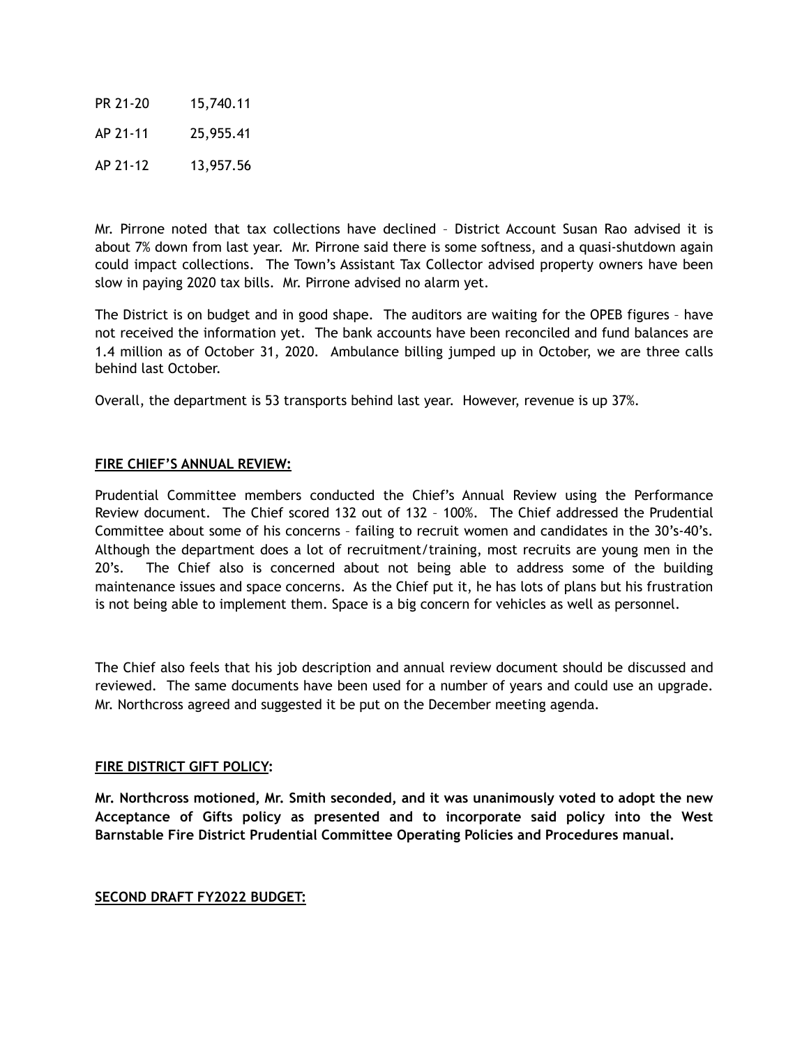| | |
|---|---|
| PR 21-20 | 15,740.11 |
| AP 21-11 | 25,955.41 |
| AP 21-12 | 13,957.56 |

Mr. Pirrone noted that tax collections have declined – District Account Susan Rao advised it is about 7% down from last year. Mr. Pirrone said there is some softness, and a quasi-shutdown again could impact collections. The Town's Assistant Tax Collector advised property owners have been slow in paying 2020 tax bills. Mr. Pirrone advised no alarm yet.

The District is on budget and in good shape. The auditors are waiting for the OPEB figures – have not received the information yet. The bank accounts have been reconciled and fund balances are 1.4 million as of October 31, 2020. Ambulance billing jumped up in October, we are three calls behind last October.

Overall, the department is 53 transports behind last year. However, revenue is up 37%.

**FIRE CHIEF'S ANNUAL REVIEW:**

Prudential Committee members conducted the Chief's Annual Review using the Performance Review document. The Chief scored 132 out of 132 – 100%. The Chief addressed the Prudential Committee about some of his concerns – failing to recruit women and candidates in the 30's-40's. Although the department does a lot of recruitment/training, most recruits are young men in the 20's. The Chief also is concerned about not being able to address some of the building maintenance issues and space concerns. As the Chief put it, he has lots of plans but his frustration is not being able to implement them. Space is a big concern for vehicles as well as personnel.

The Chief also feels that his job description and annual review document should be discussed and reviewed. The same documents have been used for a number of years and could use an upgrade. Mr. Northcross agreed and suggested it be put on the December meeting agenda.

**FIRE DISTRICT GIFT POLICY:**

**Mr. Northcross motioned, Mr. Smith seconded, and it was unanimously voted to adopt the new Acceptance of Gifts policy as presented and to incorporate said policy into the West Barnstable Fire District Prudential Committee Operating Policies and Procedures manual.**

**SECOND DRAFT FY2022 BUDGET:**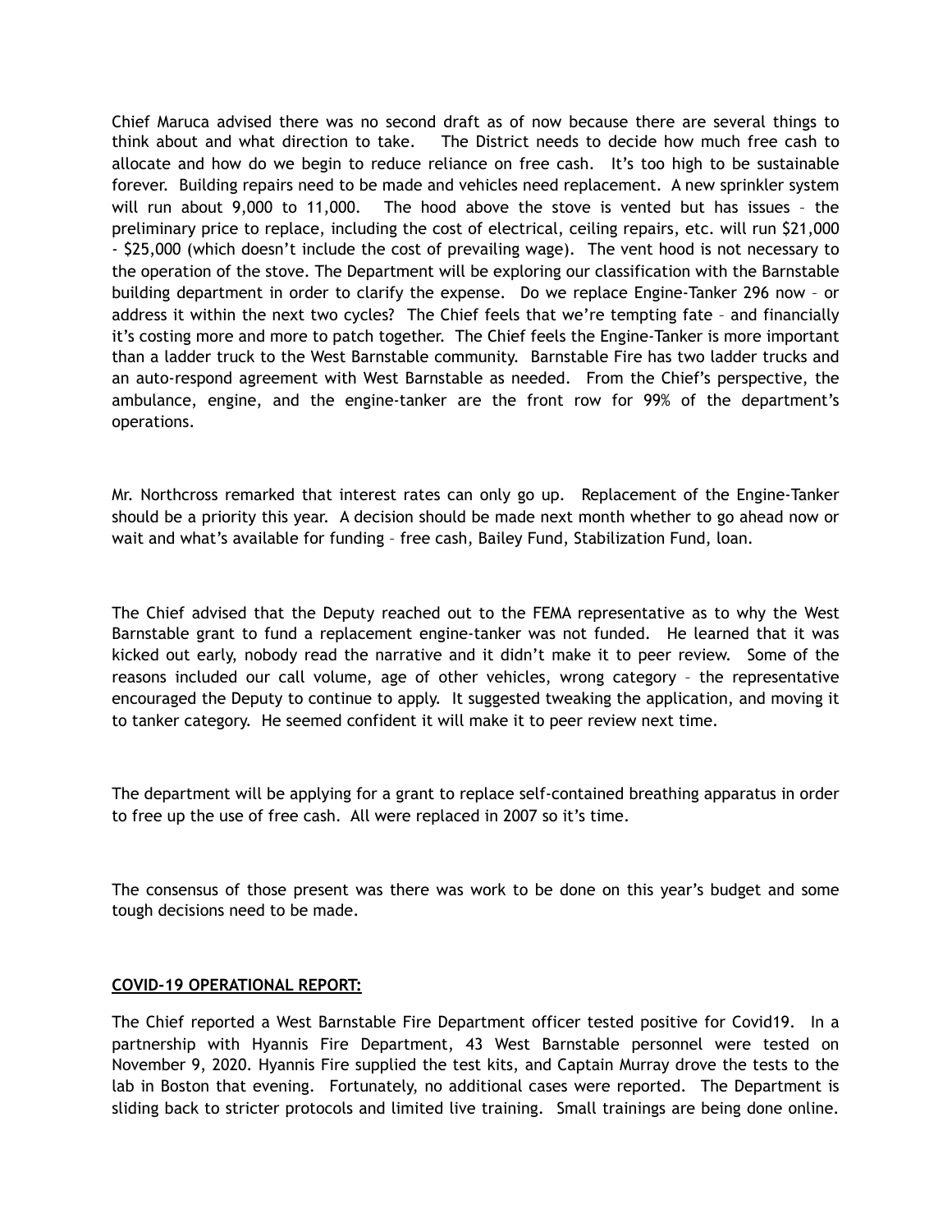Chief Maruca advised there was no second draft as of now because there are several things to think about and what direction to take. The District needs to decide how much free cash to allocate and how do we begin to reduce reliance on free cash. It's too high to be sustainable forever. Building repairs need to be made and vehicles need replacement. A new sprinkler system will run about 9,000 to 11,000. The hood above the stove is vented but has issues – the preliminary price to replace, including the cost of electrical, ceiling repairs, etc. will run $21,000 - $25,000 (which doesn't include the cost of prevailing wage). The vent hood is not necessary to the operation of the stove. The Department will be exploring our classification with the Barnstable building department in order to clarify the expense. Do we replace Engine-Tanker 296 now – or address it within the next two cycles? The Chief feels that we're tempting fate – and financially it's costing more and more to patch together. The Chief feels the Engine-Tanker is more important than a ladder truck to the West Barnstable community. Barnstable Fire has two ladder trucks and an auto-respond agreement with West Barnstable as needed. From the Chief's perspective, the ambulance, engine, and the engine-tanker are the front row for 99% of the department's operations.

Mr. Northcross remarked that interest rates can only go up. Replacement of the Engine-Tanker should be a priority this year. A decision should be made next month whether to go ahead now or wait and what's available for funding – free cash, Bailey Fund, Stabilization Fund, loan.

The Chief advised that the Deputy reached out to the FEMA representative as to why the West Barnstable grant to fund a replacement engine-tanker was not funded. He learned that it was kicked out early, nobody read the narrative and it didn't make it to peer review. Some of the reasons included our call volume, age of other vehicles, wrong category – the representative encouraged the Deputy to continue to apply. It suggested tweaking the application, and moving it to tanker category. He seemed confident it will make it to peer review next time.

The department will be applying for a grant to replace self-contained breathing apparatus in order to free up the use of free cash. All were replaced in 2007 so it's time.

The consensus of those present was there was work to be done on this year's budget and some tough decisions need to be made.

**COVID-19 OPERATIONAL REPORT:**

The Chief reported a West Barnstable Fire Department officer tested positive for Covid19. In a partnership with Hyannis Fire Department, 43 West Barnstable personnel were tested on November 9, 2020. Hyannis Fire supplied the test kits, and Captain Murray drove the tests to the lab in Boston that evening. Fortunately, no additional cases were reported. The Department is sliding back to stricter protocols and limited live training. Small trainings are being done online.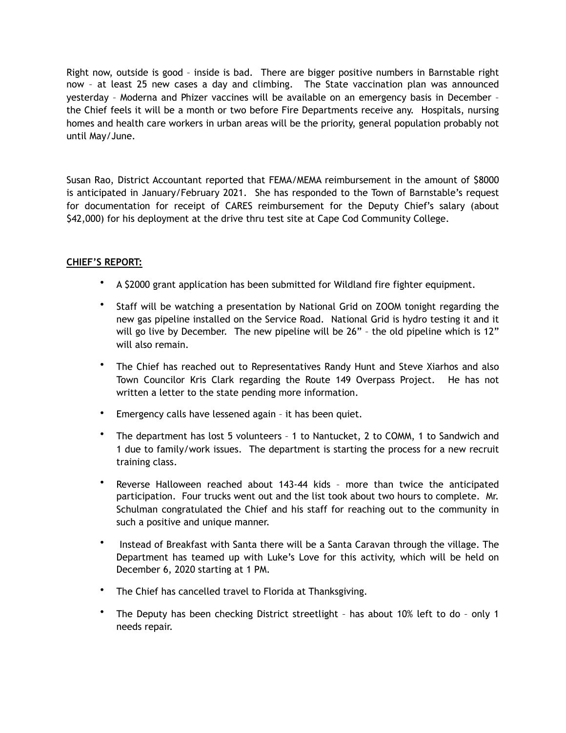Right now, outside is good – inside is bad. There are bigger positive numbers in Barnstable right now – at least 25 new cases a day and climbing. The State vaccination plan was announced yesterday – Moderna and Phizer vaccines will be available on an emergency basis in December – the Chief feels it will be a month or two before Fire Departments receive any. Hospitals, nursing homes and health care workers in urban areas will be the priority, general population probably not until May/June.

Susan Rao, District Accountant reported that FEMA/MEMA reimbursement in the amount of $8000 is anticipated in January/February 2021. She has responded to the Town of Barnstable's request for documentation for receipt of CARES reimbursement for the Deputy Chief's salary (about $42,000) for his deployment at the drive thru test site at Cape Cod Community College.

**CHIEF'S REPORT:**

- A $2000 grant application has been submitted for Wildland fire fighter equipment.
- Staff will be watching a presentation by National Grid on ZOOM tonight regarding the new gas pipeline installed on the Service Road. National Grid is hydro testing it and it will go live by December. The new pipeline will be 26" – the old pipeline which is 12" will also remain.
- The Chief has reached out to Representatives Randy Hunt and Steve Xiarhos and also Town Councilor Kris Clark regarding the Route 149 Overpass Project. He has not written a letter to the state pending more information.
- Emergency calls have lessened again – it has been quiet.
- The department has lost 5 volunteers – 1 to Nantucket, 2 to COMM, 1 to Sandwich and 1 due to family/work issues. The department is starting the process for a new recruit training class.
- Reverse Halloween reached about 143-44 kids – more than twice the anticipated participation. Four trucks went out and the list took about two hours to complete. Mr. Schulman congratulated the Chief and his staff for reaching out to the community in such a positive and unique manner.
- Instead of Breakfast with Santa there will be a Santa Caravan through the village. The Department has teamed up with Luke's Love for this activity, which will be held on December 6, 2020 starting at 1 PM.
- The Chief has cancelled travel to Florida at Thanksgiving.
- The Deputy has been checking District streetlight – has about 10% left to do – only 1 needs repair.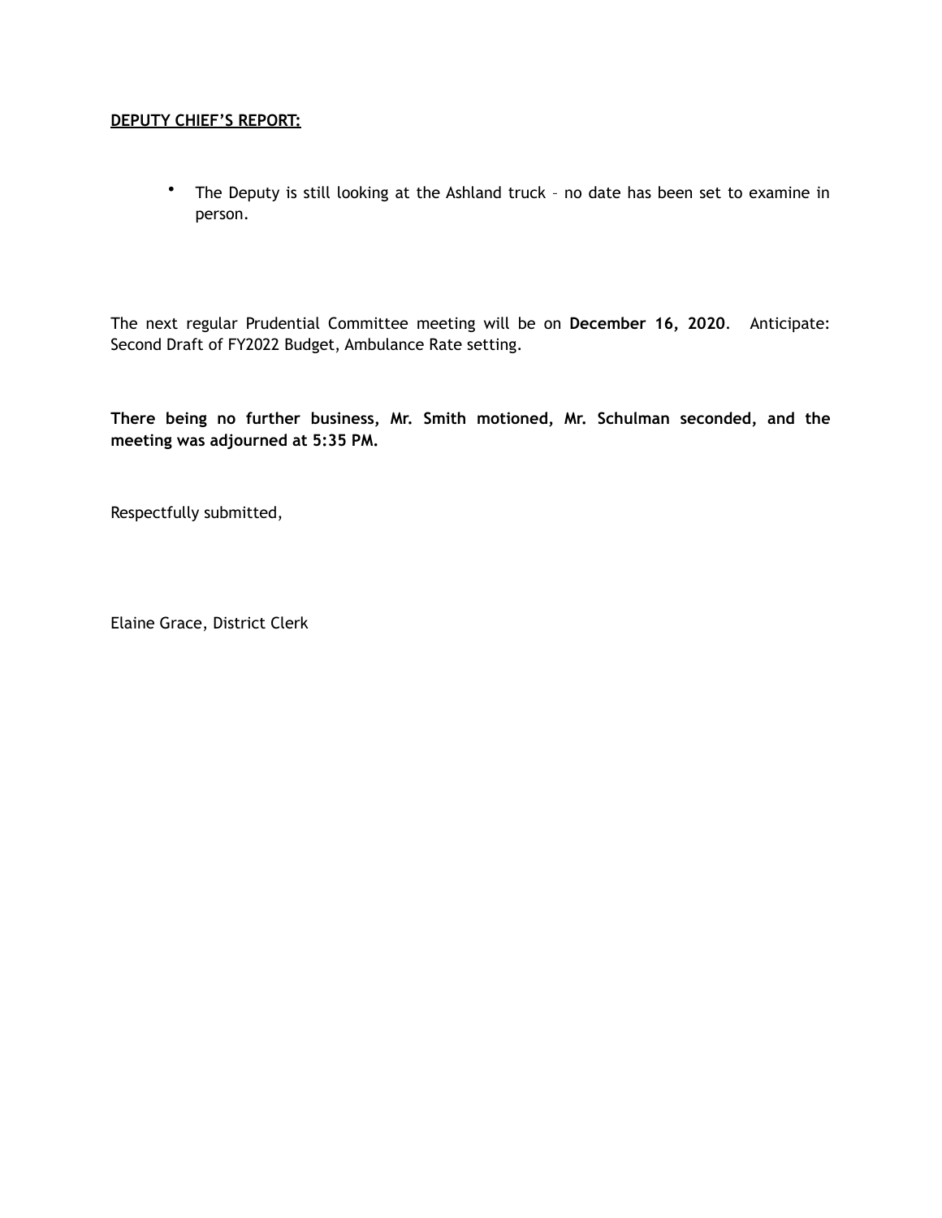**<u>DEPUTY CHIEF'S REPORT:</u>**

- The Deputy is still looking at the Ashland truck – no date has been set to examine in person.

The next regular Prudential Committee meeting will be on **December 16, 2020**. Anticipate: Second Draft of FY2022 Budget, Ambulance Rate setting.

**There being no further business, Mr. Smith motioned, Mr. Schulman seconded, and the meeting was adjourned at 5:35 PM.**

Respectfully submitted,

Elaine Grace, District Clerk